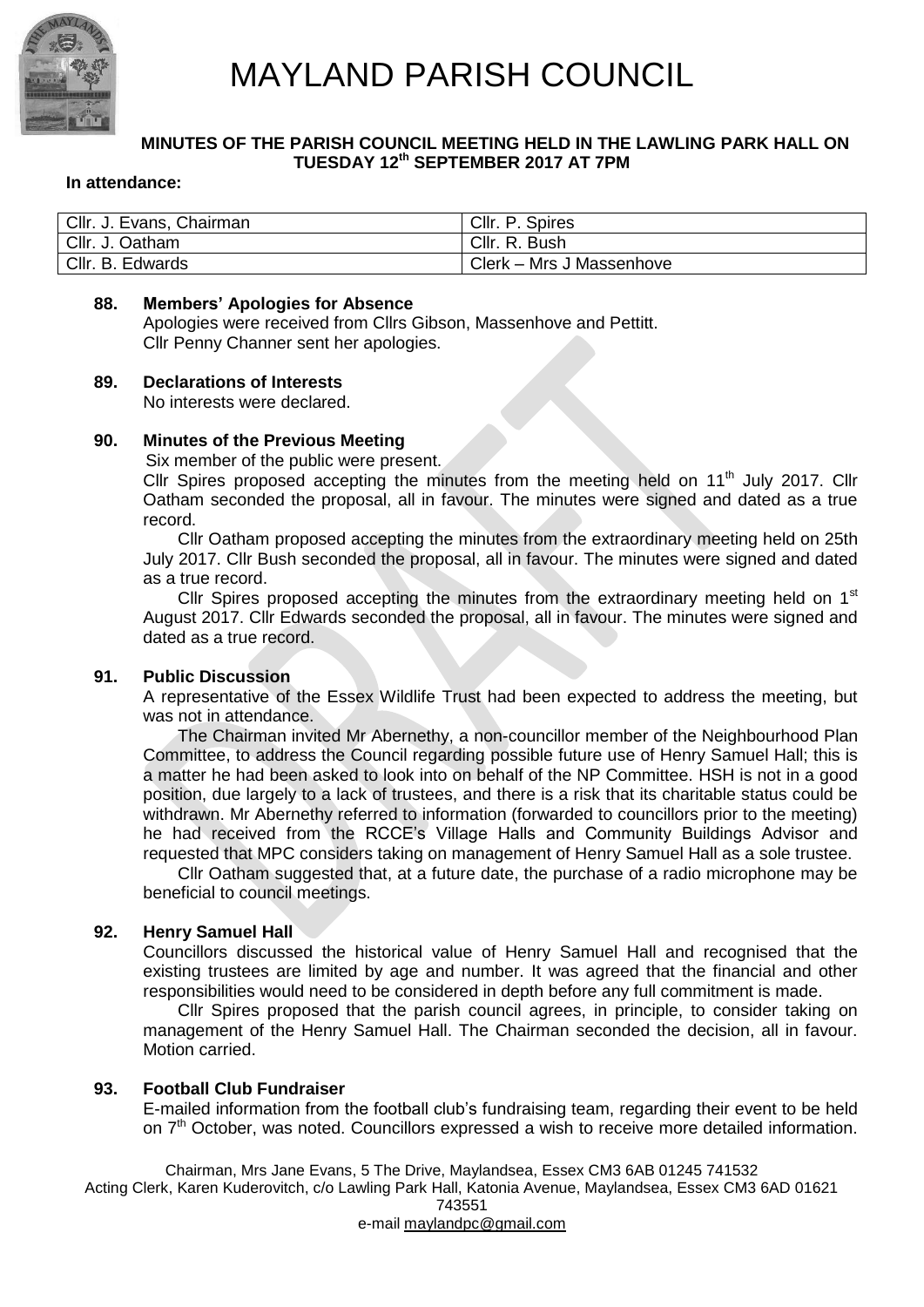# MAYLAND PARISH COUNCIL

**MINUTES OF THE PARISH COUNCIL MEETING HELD IN THE LAWLING PARK HALL ON TUESDAY 12th SEPTEMBER 2017 AT 7PM**

**In attendance:**

| | |
|---|---|
| Cllr. J. Evans, Chairman | Cllr. P. Spires |
| Cllr. J. Oatham | Cllr. R. Bush |
| Cllr. B. Edwards | Clerk – Mrs J Massenhove |

**88. Members' Apologies for Absence**

Apologies were received from Cllrs Gibson, Massenhove and Pettitt.
Cllr Penny Channer sent her apologies.

**89. Declarations of Interests**

No interests were declared.

**90. Minutes of the Previous Meeting**

Six member of the public were present.

Cllr Spires proposed accepting the minutes from the meeting held on 11th July 2017. Cllr Oatham seconded the proposal, all in favour. The minutes were signed and dated as a true record.

Cllr Oatham proposed accepting the minutes from the extraordinary meeting held on 25th July 2017. Cllr Bush seconded the proposal, all in favour. The minutes were signed and dated as a true record.

Cllr Spires proposed accepting the minutes from the extraordinary meeting held on 1st August 2017. Cllr Edwards seconded the proposal, all in favour. The minutes were signed and dated as a true record.

**91. Public Discussion**

A representative of the Essex Wildlife Trust had been expected to address the meeting, but was not in attendance.

The Chairman invited Mr Abernethy, a non-councillor member of the Neighbourhood Plan Committee, to address the Council regarding possible future use of Henry Samuel Hall; this is a matter he had been asked to look into on behalf of the NP Committee. HSH is not in a good position, due largely to a lack of trustees, and there is a risk that its charitable status could be withdrawn. Mr Abernethy referred to information (forwarded to councillors prior to the meeting) he had received from the RCCE's Village Halls and Community Buildings Advisor and requested that MPC considers taking on management of Henry Samuel Hall as a sole trustee.

Cllr Oatham suggested that, at a future date, the purchase of a radio microphone may be beneficial to council meetings.

**92. Henry Samuel Hall**

Councillors discussed the historical value of Henry Samuel Hall and recognised that the existing trustees are limited by age and number. It was agreed that the financial and other responsibilities would need to be considered in depth before any full commitment is made.

Cllr Spires proposed that the parish council agrees, in principle, to consider taking on management of the Henry Samuel Hall. The Chairman seconded the decision, all in favour. Motion carried.

**93. Football Club Fundraiser**

E-mailed information from the football club's fundraising team, regarding their event to be held on 7th October, was noted. Councillors expressed a wish to receive more detailed information.

Chairman, Mrs Jane Evans, 5 The Drive, Maylandsea, Essex CM3 6AB 01245 741532
Acting Clerk, Karen Kuderovitch, c/o Lawling Park Hall, Katonia Avenue, Maylandsea, Essex CM3 6AD 01621 743551
e-mail maylandpc@gmail.com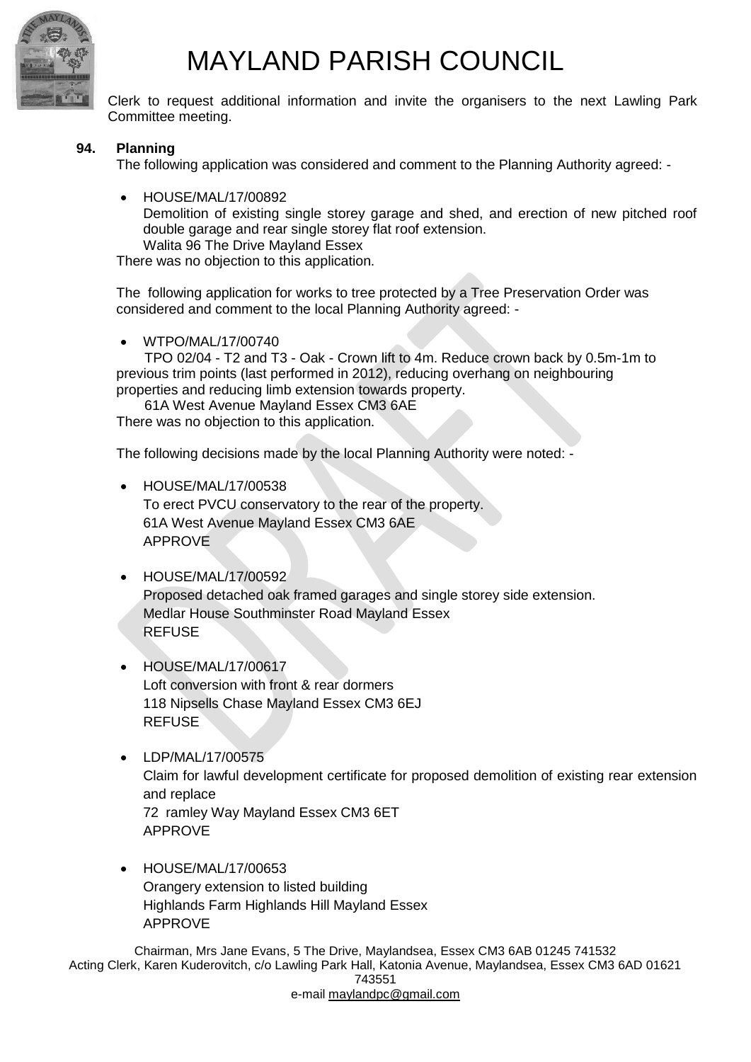Clerk to request additional information and invite the organisers to the next Lawling Park Committee meeting.

**94. Planning**

The following application was considered and comment to the Planning Authority agreed: -

- HOUSE/MAL/17/00892
  Demolition of existing single storey garage and shed, and erection of new pitched roof double garage and rear single storey flat roof extension.
  Walita 96 The Drive Mayland Essex

There was no objection to this application.

The following application for works to tree protected by a Tree Preservation Order was considered and comment to the local Planning Authority agreed: -

- WTPO/MAL/17/00740
  TPO 02/04 - T2 and T3 - Oak - Crown lift to 4m. Reduce crown back by 0.5m-1m to previous trim points (last performed in 2012), reducing overhang on neighbouring properties and reducing limb extension towards property.
  61A West Avenue Mayland Essex CM3 6AE

There was no objection to this application.

The following decisions made by the local Planning Authority were noted: -

- HOUSE/MAL/17/00538
  To erect PVCU conservatory to the rear of the property.
  61A West Avenue Mayland Essex CM3 6AE
  APPROVE

- HOUSE/MAL/17/00592
  Proposed detached oak framed garages and single storey side extension.
  Medlar House Southminster Road Mayland Essex
  REFUSE

- HOUSE/MAL/17/00617
  Loft conversion with front & rear dormers
  118 Nipsells Chase Mayland Essex CM3 6EJ
  REFUSE

- LDP/MAL/17/00575
  Claim for lawful development certificate for proposed demolition of existing rear extension and replace
  72 ramley Way Mayland Essex CM3 6ET
  APPROVE

- HOUSE/MAL/17/00653
  Orangery extension to listed building
  Highlands Farm Highlands Hill Mayland Essex
  APPROVE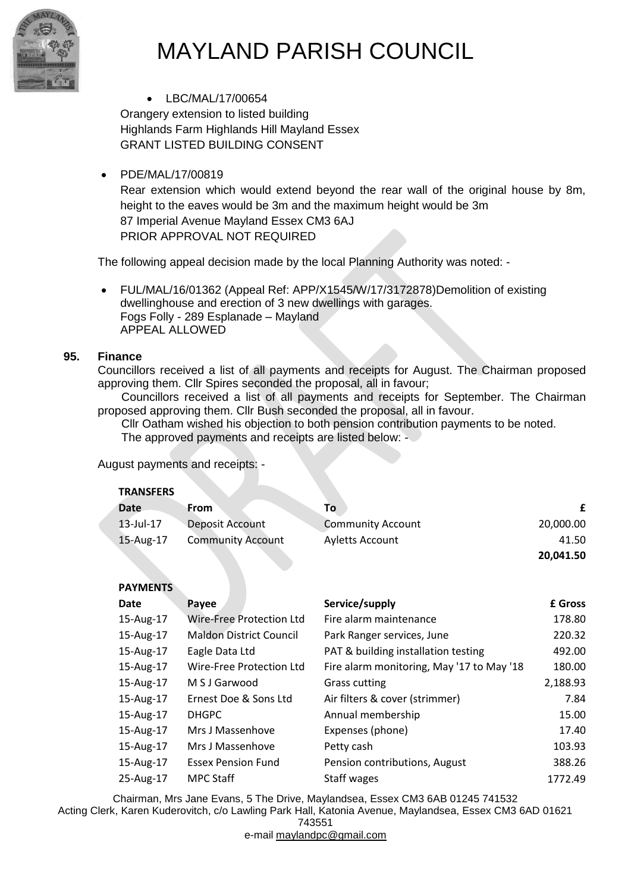- LBC/MAL/17/00654
  Orangery extension to listed building
  Highlands Farm Highlands Hill Mayland Essex
  GRANT LISTED BUILDING CONSENT

- PDE/MAL/17/00819
  Rear extension which would extend beyond the rear wall of the original house by 8m, height to the eaves would be 3m and the maximum height would be 3m
  87 Imperial Avenue Mayland Essex CM3 6AJ
  PRIOR APPROVAL NOT REQUIRED

The following appeal decision made by the local Planning Authority was noted: -

- FUL/MAL/16/01362 (Appeal Ref: APP/X1545/W/17/3172878)Demolition of existing dwellinghouse and erection of 3 new dwellings with garages.
  Fogs Folly - 289 Esplanade – Mayland
  APPEAL ALLOWED

**95. Finance**

Councillors received a list of all payments and receipts for August. The Chairman proposed approving them. Cllr Spires seconded the proposal, all in favour;

Councillors received a list of all payments and receipts for September. The Chairman proposed approving them. Cllr Bush seconded the proposal, all in favour.

Cllr Oatham wished his objection to both pension contribution payments to be noted.

The approved payments and receipts are listed below: -

August payments and receipts: -

**TRANSFERS**

| Date | From | To | £ |
|---|---|---|---|
| 13-Jul-17 | Deposit Account | Community Account | 20,000.00 |
| 15-Aug-17 | Community Account | Ayletts Account | 41.50 |
| | | | **20,041.50** |

**PAYMENTS**

| Date | Payee | Service/supply | £ Gross |
|---|---|---|---|
| 15-Aug-17 | Wire-Free Protection Ltd | Fire alarm maintenance | 178.80 |
| 15-Aug-17 | Maldon District Council | Park Ranger services, June | 220.32 |
| 15-Aug-17 | Eagle Data Ltd | PAT & building installation testing | 492.00 |
| 15-Aug-17 | Wire-Free Protection Ltd | Fire alarm monitoring, May '17 to May '18 | 180.00 |
| 15-Aug-17 | M S J Garwood | Grass cutting | 2,188.93 |
| 15-Aug-17 | Ernest Doe & Sons Ltd | Air filters & cover (strimmer) | 7.84 |
| 15-Aug-17 | DHGPC | Annual membership | 15.00 |
| 15-Aug-17 | Mrs J Massenhove | Expenses (phone) | 17.40 |
| 15-Aug-17 | Mrs J Massenhove | Petty cash | 103.93 |
| 15-Aug-17 | Essex Pension Fund | Pension contributions, August | 388.26 |
| 25-Aug-17 | MPC Staff | Staff wages | 1772.49 |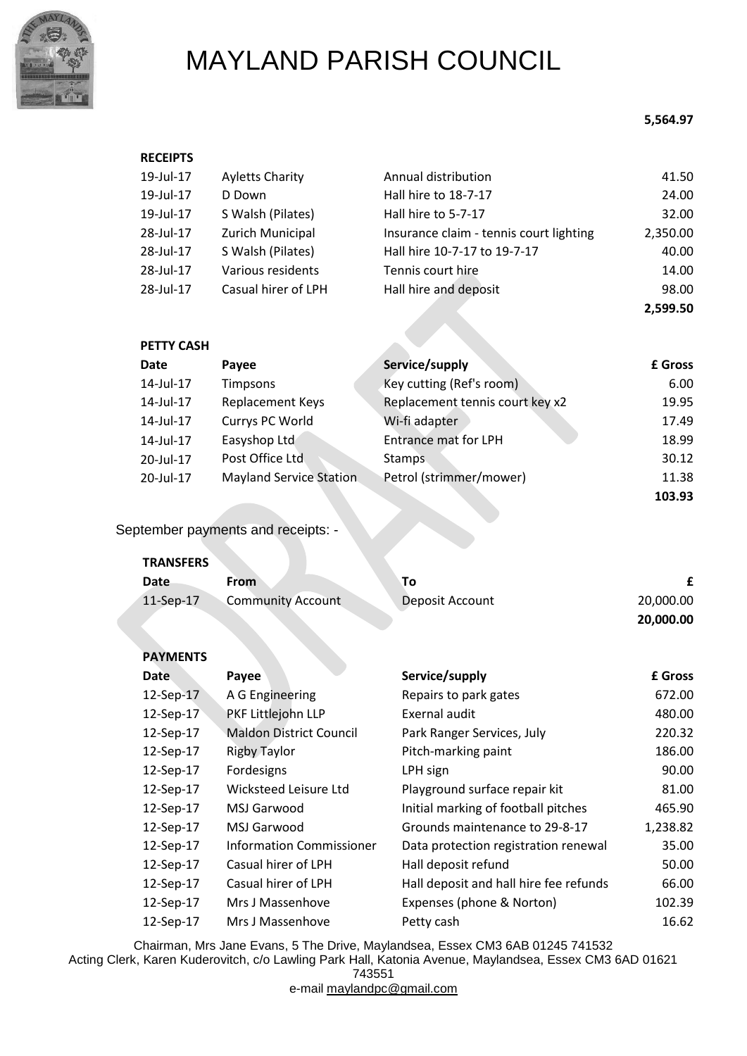# MAYLAND PARISH COUNCIL

**5,564.97**

**RECEIPTS**

| | | | |
|---|---|---|---|
| 19-Jul-17 | Ayletts Charity | Annual distribution | 41.50 |
| 19-Jul-17 | D Down | Hall hire to 18-7-17 | 24.00 |
| 19-Jul-17 | S Walsh (Pilates) | Hall hire to 5-7-17 | 32.00 |
| 28-Jul-17 | Zurich Municipal | Insurance claim - tennis court lighting | 2,350.00 |
| 28-Jul-17 | S Walsh (Pilates) | Hall hire 10-7-17 to 19-7-17 | 40.00 |
| 28-Jul-17 | Various residents | Tennis court hire | 14.00 |
| 28-Jul-17 | Casual hirer of LPH | Hall hire and deposit | 98.00 |
| | | | **2,599.50** |

**PETTY CASH**

| Date | Payee | Service/supply | £ Gross |
|---|---|---|---|
| 14-Jul-17 | Timpsons | Key cutting (Ref's room) | 6.00 |
| 14-Jul-17 | Replacement Keys | Replacement tennis court key x2 | 19.95 |
| 14-Jul-17 | Currys PC World | Wi-fi adapter | 17.49 |
| 14-Jul-17 | Easyshop Ltd | Entrance mat for LPH | 18.99 |
| 20-Jul-17 | Post Office Ltd | Stamps | 30.12 |
| 20-Jul-17 | Mayland Service Station | Petrol (strimmer/mower) | 11.38 |
| | | | **103.93** |

September payments and receipts: -

**TRANSFERS**

| Date | From | To | £ |
|---|---|---|---|
| 11-Sep-17 | Community Account | Deposit Account | 20,000.00 |
| | | | **20,000.00** |

**PAYMENTS**

| Date | Payee | Service/supply | £ Gross |
|---|---|---|---|
| 12-Sep-17 | A G Engineering | Repairs to park gates | 672.00 |
| 12-Sep-17 | PKF Littlejohn LLP | Exernal audit | 480.00 |
| 12-Sep-17 | Maldon District Council | Park Ranger Services, July | 220.32 |
| 12-Sep-17 | Rigby Taylor | Pitch-marking paint | 186.00 |
| 12-Sep-17 | Fordesigns | LPH sign | 90.00 |
| 12-Sep-17 | Wicksteed Leisure Ltd | Playground surface repair kit | 81.00 |
| 12-Sep-17 | MSJ Garwood | Initial marking of football pitches | 465.90 |
| 12-Sep-17 | MSJ Garwood | Grounds maintenance to 29-8-17 | 1,238.82 |
| 12-Sep-17 | Information Commissioner | Data protection registration renewal | 35.00 |
| 12-Sep-17 | Casual hirer of LPH | Hall deposit refund | 50.00 |
| 12-Sep-17 | Casual hirer of LPH | Hall deposit and hall hire fee refunds | 66.00 |
| 12-Sep-17 | Mrs J Massenhove | Expenses (phone & Norton) | 102.39 |
| 12-Sep-17 | Mrs J Massenhove | Petty cash | 16.62 |

Chairman, Mrs Jane Evans, 5 The Drive, Maylandsea, Essex CM3 6AB 01245 741532
Acting Clerk, Karen Kuderovitch, c/o Lawling Park Hall, Katonia Avenue, Maylandsea, Essex CM3 6AD 01621 743551
e-mail maylandpc@gmail.com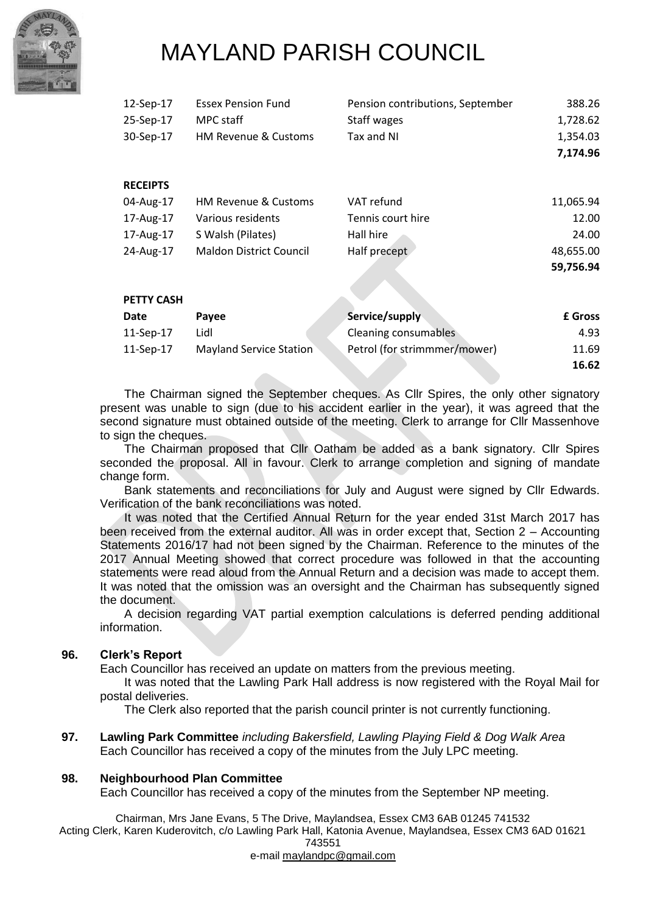# MAYLAND PARISH COUNCIL

| | | | |
|---|---|---|---|
| 12-Sep-17 | Essex Pension Fund | Pension contributions, September | 388.26 |
| 25-Sep-17 | MPC staff | Staff wages | 1,728.62 |
| 30-Sep-17 | HM Revenue & Customs | Tax and NI | 1,354.03 |
| | | | **7,174.96** |

**RECEIPTS**

| | | | |
|---|---|---|---|
| 04-Aug-17 | HM Revenue & Customs | VAT refund | 11,065.94 |
| 17-Aug-17 | Various residents | Tennis court hire | 12.00 |
| 17-Aug-17 | S Walsh (Pilates) | Hall hire | 24.00 |
| 24-Aug-17 | Maldon District Council | Half precept | 48,655.00 |
| | | | **59,756.94** |

**PETTY CASH**

| Date | Payee | Service/supply | £ Gross |
|---|---|---|---|
| 11-Sep-17 | Lidl | Cleaning consumables | 4.93 |
| 11-Sep-17 | Mayland Service Station | Petrol (for strimmmer/mower) | 11.69 |
| | | | **16.62** |

The Chairman signed the September cheques. As Cllr Spires, the only other signatory present was unable to sign (due to his accident earlier in the year), it was agreed that the second signature must obtained outside of the meeting. Clerk to arrange for Cllr Massenhove to sign the cheques.

The Chairman proposed that Cllr Oatham be added as a bank signatory. Cllr Spires seconded the proposal. All in favour. Clerk to arrange completion and signing of mandate change form.

Bank statements and reconciliations for July and August were signed by Cllr Edwards. Verification of the bank reconciliations was noted.

It was noted that the Certified Annual Return for the year ended 31st March 2017 has been received from the external auditor. All was in order except that, Section 2 – Accounting Statements 2016/17 had not been signed by the Chairman. Reference to the minutes of the 2017 Annual Meeting showed that correct procedure was followed in that the accounting statements were read aloud from the Annual Return and a decision was made to accept them. It was noted that the omission was an oversight and the Chairman has subsequently signed the document.

A decision regarding VAT partial exemption calculations is deferred pending additional information.

**96. Clerk's Report**

Each Councillor has received an update on matters from the previous meeting.

It was noted that the Lawling Park Hall address is now registered with the Royal Mail for postal deliveries.

The Clerk also reported that the parish council printer is not currently functioning.

**97. Lawling Park Committee** *including Bakersfield, Lawling Playing Field & Dog Walk Area*

Each Councillor has received a copy of the minutes from the July LPC meeting.

**98. Neighbourhood Plan Committee**

Each Councillor has received a copy of the minutes from the September NP meeting.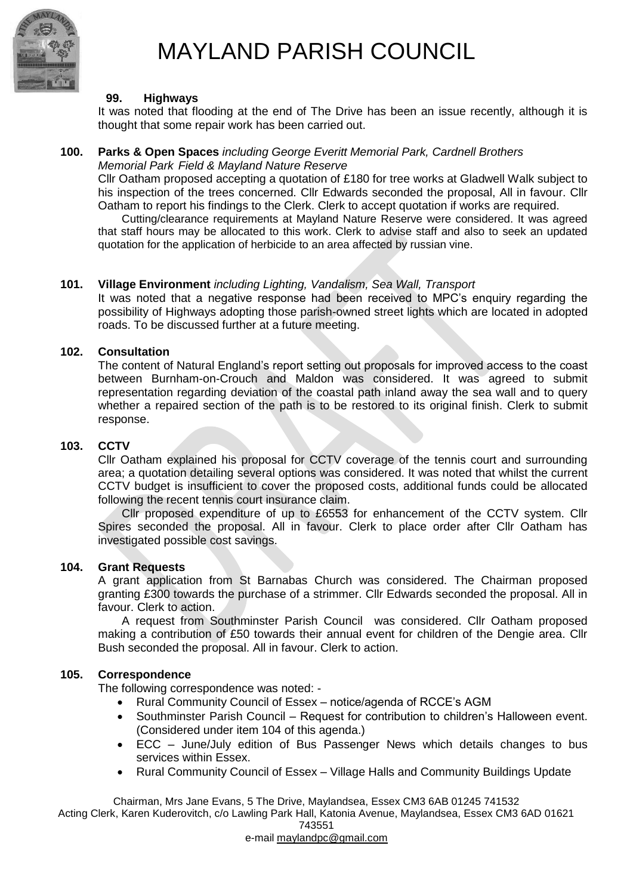# MAYLAND PARISH COUNCIL

**99. Highways**

It was noted that flooding at the end of The Drive has been an issue recently, although it is thought that some repair work has been carried out.

**100. Parks & Open Spaces** *including George Everitt Memorial Park, Cardnell Brothers Memorial Park Field & Mayland Nature Reserve*

Cllr Oatham proposed accepting a quotation of £180 for tree works at Gladwell Walk subject to his inspection of the trees concerned. Cllr Edwards seconded the proposal, All in favour. Cllr Oatham to report his findings to the Clerk. Clerk to accept quotation if works are required.

Cutting/clearance requirements at Mayland Nature Reserve were considered. It was agreed that staff hours may be allocated to this work. Clerk to advise staff and also to seek an updated quotation for the application of herbicide to an area affected by russian vine.

**101. Village Environment** *including Lighting, Vandalism, Sea Wall, Transport*

It was noted that a negative response had been received to MPC's enquiry regarding the possibility of Highways adopting those parish-owned street lights which are located in adopted roads. To be discussed further at a future meeting.

**102. Consultation**

The content of Natural England's report setting out proposals for improved access to the coast between Burnham-on-Crouch and Maldon was considered. It was agreed to submit representation regarding deviation of the coastal path inland away the sea wall and to query whether a repaired section of the path is to be restored to its original finish. Clerk to submit response.

**103. CCTV**

Cllr Oatham explained his proposal for CCTV coverage of the tennis court and surrounding area; a quotation detailing several options was considered. It was noted that whilst the current CCTV budget is insufficient to cover the proposed costs, additional funds could be allocated following the recent tennis court insurance claim.

Cllr proposed expenditure of up to £6553 for enhancement of the CCTV system. Cllr Spires seconded the proposal. All in favour. Clerk to place order after Cllr Oatham has investigated possible cost savings.

**104. Grant Requests**

A grant application from St Barnabas Church was considered. The Chairman proposed granting £300 towards the purchase of a strimmer. Cllr Edwards seconded the proposal. All in favour. Clerk to action.

A request from Southminster Parish Council was considered. Cllr Oatham proposed making a contribution of £50 towards their annual event for children of the Dengie area. Cllr Bush seconded the proposal. All in favour. Clerk to action.

**105. Correspondence**

The following correspondence was noted: -

- Rural Community Council of Essex – notice/agenda of RCCE's AGM
- Southminster Parish Council – Request for contribution to children's Halloween event. (Considered under item 104 of this agenda.)
- ECC – June/July edition of Bus Passenger News which details changes to bus services within Essex.
- Rural Community Council of Essex – Village Halls and Community Buildings Update

Chairman, Mrs Jane Evans, 5 The Drive, Maylandsea, Essex CM3 6AB 01245 741532
Acting Clerk, Karen Kuderovitch, c/o Lawling Park Hall, Katonia Avenue, Maylandsea, Essex CM3 6AD 01621 743551
e-mail maylandpc@gmail.com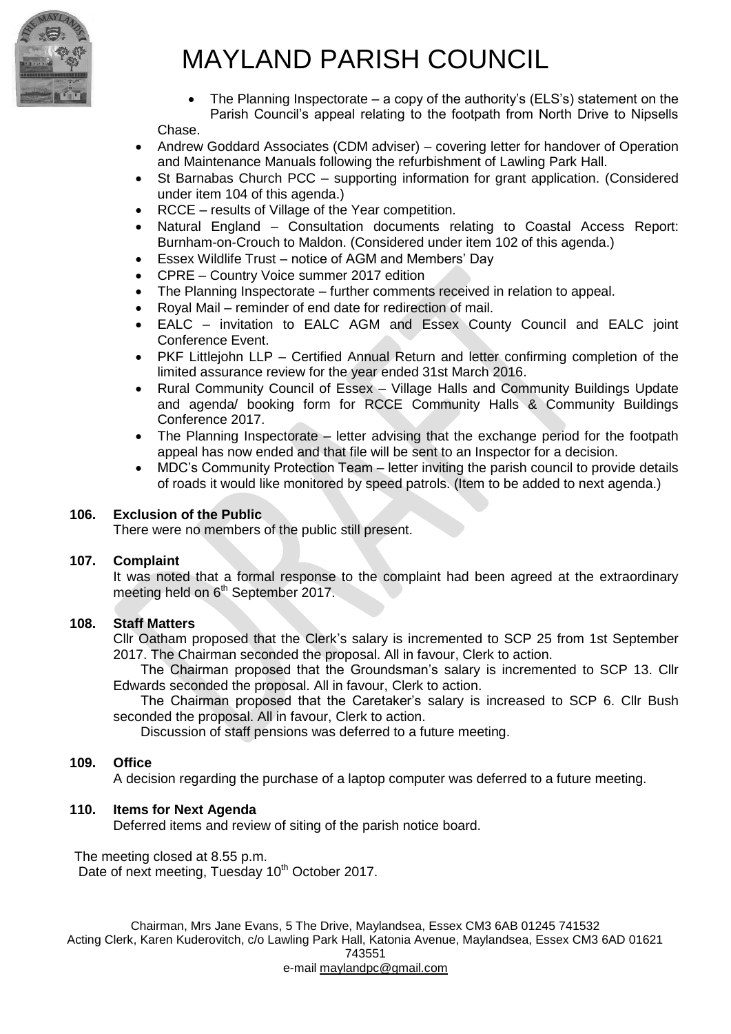- The Planning Inspectorate – a copy of the authority's (ELS's) statement on the Parish Council's appeal relating to the footpath from North Drive to Nipsells Chase.
- Andrew Goddard Associates (CDM adviser) – covering letter for handover of Operation and Maintenance Manuals following the refurbishment of Lawling Park Hall.
- St Barnabas Church PCC – supporting information for grant application. (Considered under item 104 of this agenda.)
- RCCE – results of Village of the Year competition.
- Natural England – Consultation documents relating to Coastal Access Report: Burnham-on-Crouch to Maldon. (Considered under item 102 of this agenda.)
- Essex Wildlife Trust – notice of AGM and Members' Day
- CPRE – Country Voice summer 2017 edition
- The Planning Inspectorate – further comments received in relation to appeal.
- Royal Mail – reminder of end date for redirection of mail.
- EALC – invitation to EALC AGM and Essex County Council and EALC joint Conference Event.
- PKF Littlejohn LLP – Certified Annual Return and letter confirming completion of the limited assurance review for the year ended 31st March 2016.
- Rural Community Council of Essex – Village Halls and Community Buildings Update and agenda/ booking form for RCCE Community Halls & Community Buildings Conference 2017.
- The Planning Inspectorate – letter advising that the exchange period for the footpath appeal has now ended and that file will be sent to an Inspector for a decision.
- MDC's Community Protection Team – letter inviting the parish council to provide details of roads it would like monitored by speed patrols. (Item to be added to next agenda.)

**106. Exclusion of the Public**

There were no members of the public still present.

**107. Complaint**

It was noted that a formal response to the complaint had been agreed at the extraordinary meeting held on 6th September 2017.

**108. Staff Matters**

Cllr Oatham proposed that the Clerk's salary is incremented to SCP 25 from 1st September 2017. The Chairman seconded the proposal. All in favour, Clerk to action.

The Chairman proposed that the Groundsman's salary is incremented to SCP 13. Cllr Edwards seconded the proposal. All in favour, Clerk to action.

The Chairman proposed that the Caretaker's salary is increased to SCP 6. Cllr Bush seconded the proposal. All in favour, Clerk to action.

Discussion of staff pensions was deferred to a future meeting.

**109. Office**

A decision regarding the purchase of a laptop computer was deferred to a future meeting.

**110. Items for Next Agenda**

Deferred items and review of siting of the parish notice board.

The meeting closed at 8.55 p.m.
Date of next meeting, Tuesday 10th October 2017.